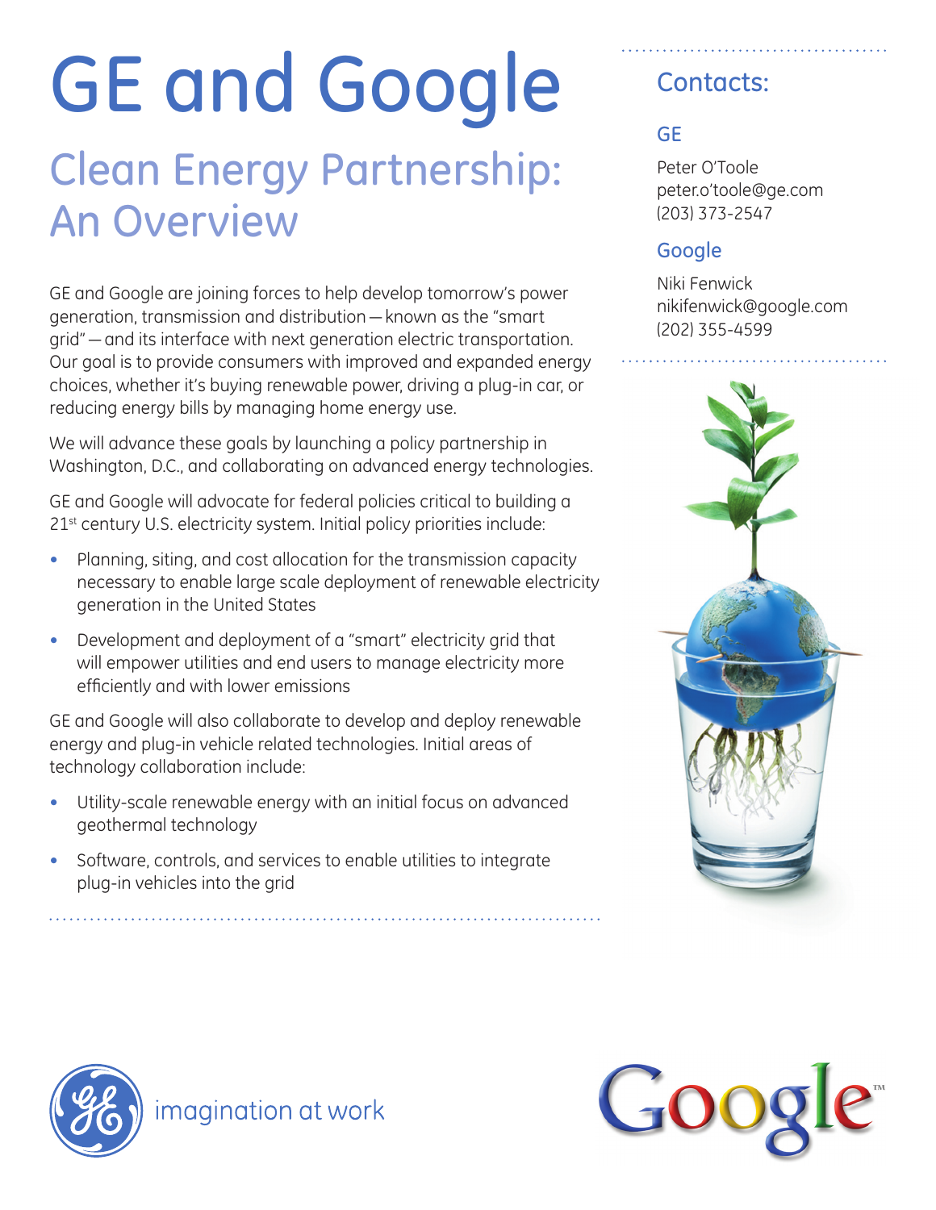# GE and Google

## Clean Energy Partnership: An Overview

GE and Google are joining forces to help develop tomorrow's power generation, transmission and distribution — known as the "smart grid" — and its interface with next generation electric transportation. Our goal is to provide consumers with improved and expanded energy choices, whether it's buying renewable power, driving a plug-in car, or reducing energy bills by managing home energy use.

We will advance these goals by launching a policy partnership in Washington, D.C., and collaborating on advanced energy technologies.

GE and Google will advocate for federal policies critical to building a 21st century U.S. electricity system. Initial policy priorities include:

- Planning, siting, and cost allocation for the transmission capacity necessary to enable large scale deployment of renewable electricity generation in the United States
- Development and deployment of a "smart" electricity grid that will empower utilities and end users to manage electricity more efficiently and with lower emissions

GE and Google will also collaborate to develop and deploy renewable energy and plug-in vehicle related technologies. Initial areas of technology collaboration include:

- Utility-scale renewable energy with an initial focus on advanced geothermal technology
- Software, controls, and services to enable utilities to integrate plug-in vehicles into the grid

## Contacts:

### GE

Peter O'Toole
peter.o'toole@ge.com
(203) 373-2547

### Google

Niki Fenwick
nikifenwick@google.com
(202) 355-4599

imagination at work

Google™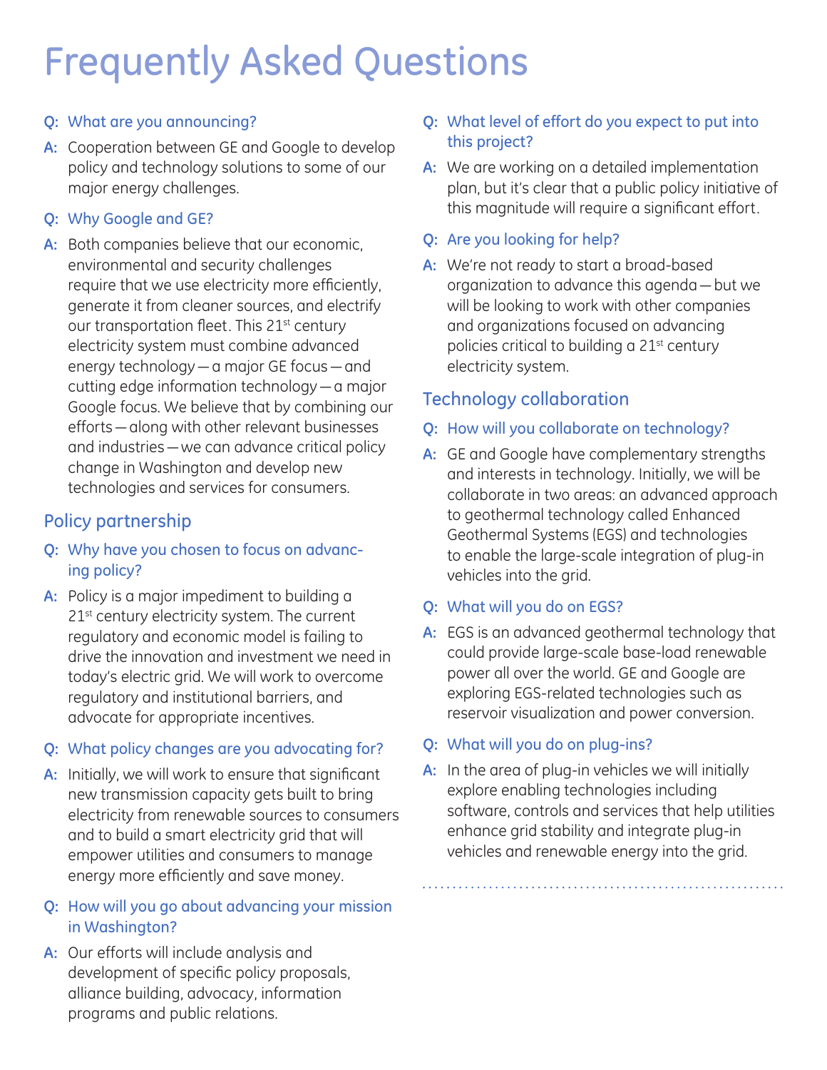# Frequently Asked Questions

**Q:** What are you announcing?

**A:** Cooperation between GE and Google to develop policy and technology solutions to some of our major energy challenges.

**Q:** Why Google and GE?

**A:** Both companies believe that our economic, environmental and security challenges require that we use electricity more efficiently, generate it from cleaner sources, and electrify our transportation fleet. This 21st century electricity system must combine advanced energy technology — a major GE focus — and cutting edge information technology — a major Google focus. We believe that by combining our efforts — along with other relevant businesses and industries — we can advance critical policy change in Washington and develop new technologies and services for consumers.

## Policy partnership

**Q:** Why have you chosen to focus on advancing policy?

**A:** Policy is a major impediment to building a 21st century electricity system. The current regulatory and economic model is failing to drive the innovation and investment we need in today's electric grid. We will work to overcome regulatory and institutional barriers, and advocate for appropriate incentives.

**Q:** What policy changes are you advocating for?

**A:** Initially, we will work to ensure that significant new transmission capacity gets built to bring electricity from renewable sources to consumers and to build a smart electricity grid that will empower utilities and consumers to manage energy more efficiently and save money.

**Q:** How will you go about advancing your mission in Washington?

**A:** Our efforts will include analysis and development of specific policy proposals, alliance building, advocacy, information programs and public relations.

**Q:** What level of effort do you expect to put into this project?

**A:** We are working on a detailed implementation plan, but it's clear that a public policy initiative of this magnitude will require a significant effort.

**Q:** Are you looking for help?

**A:** We're not ready to start a broad-based organization to advance this agenda — but we will be looking to work with other companies and organizations focused on advancing policies critical to building a 21st century electricity system.

## Technology collaboration

**Q:** How will you collaborate on technology?

**A:** GE and Google have complementary strengths and interests in technology. Initially, we will be collaborate in two areas: an advanced approach to geothermal technology called Enhanced Geothermal Systems (EGS) and technologies to enable the large-scale integration of plug-in vehicles into the grid.

**Q:** What will you do on EGS?

**A:** EGS is an advanced geothermal technology that could provide large-scale base-load renewable power all over the world. GE and Google are exploring EGS-related technologies such as reservoir visualization and power conversion.

**Q:** What will you do on plug-ins?

**A:** In the area of plug-in vehicles we will initially explore enabling technologies including software, controls and services that help utilities enhance grid stability and integrate plug-in vehicles and renewable energy into the grid.